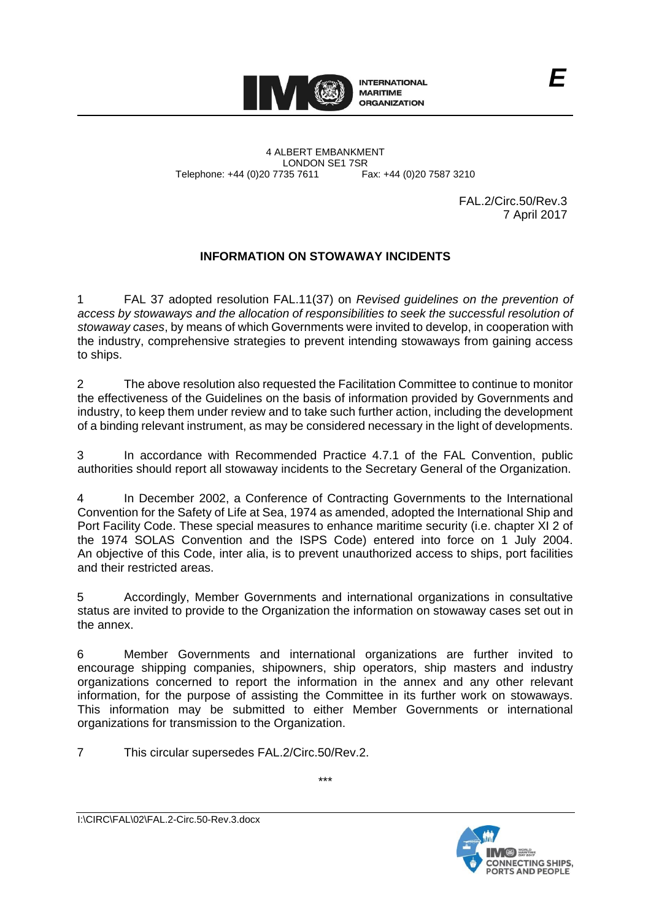INTERNATIONAL MARITIME ORGANIZATION

E

4 ALBERT EMBANKMENT
LONDON SE1 7SR
Telephone: +44 (0)20 7735 7611 Fax: +44 (0)20 7587 3210

FAL.2/Circ.50/Rev.3
7 April 2017

## INFORMATION ON STOWAWAY INCIDENTS

1 FAL 37 adopted resolution FAL.11(37) on *Revised guidelines on the prevention of access by stowaways and the allocation of responsibilities to seek the successful resolution of stowaway cases*, by means of which Governments were invited to develop, in cooperation with the industry, comprehensive strategies to prevent intending stowaways from gaining access to ships.

2 The above resolution also requested the Facilitation Committee to continue to monitor the effectiveness of the Guidelines on the basis of information provided by Governments and industry, to keep them under review and to take such further action, including the development of a binding relevant instrument, as may be considered necessary in the light of developments.

3 In accordance with Recommended Practice 4.7.1 of the FAL Convention, public authorities should report all stowaway incidents to the Secretary General of the Organization.

4 In December 2002, a Conference of Contracting Governments to the International Convention for the Safety of Life at Sea, 1974 as amended, adopted the International Ship and Port Facility Code. These special measures to enhance maritime security (i.e. chapter XI 2 of the 1974 SOLAS Convention and the ISPS Code) entered into force on 1 July 2004. An objective of this Code, inter alia, is to prevent unauthorized access to ships, port facilities and their restricted areas.

5 Accordingly, Member Governments and international organizations in consultative status are invited to provide to the Organization the information on stowaway cases set out in the annex.

6 Member Governments and international organizations are further invited to encourage shipping companies, shipowners, ship operators, ship masters and industry organizations concerned to report the information in the annex and any other relevant information, for the purpose of assisting the Committee in its further work on stowaways. This information may be submitted to either Member Governments or international organizations for transmission to the Organization.

7 This circular supersedes FAL.2/Circ.50/Rev.2.

\*\*\*

I:\CIRC\FAL\02\FAL.2-Circ.50-Rev.3.docx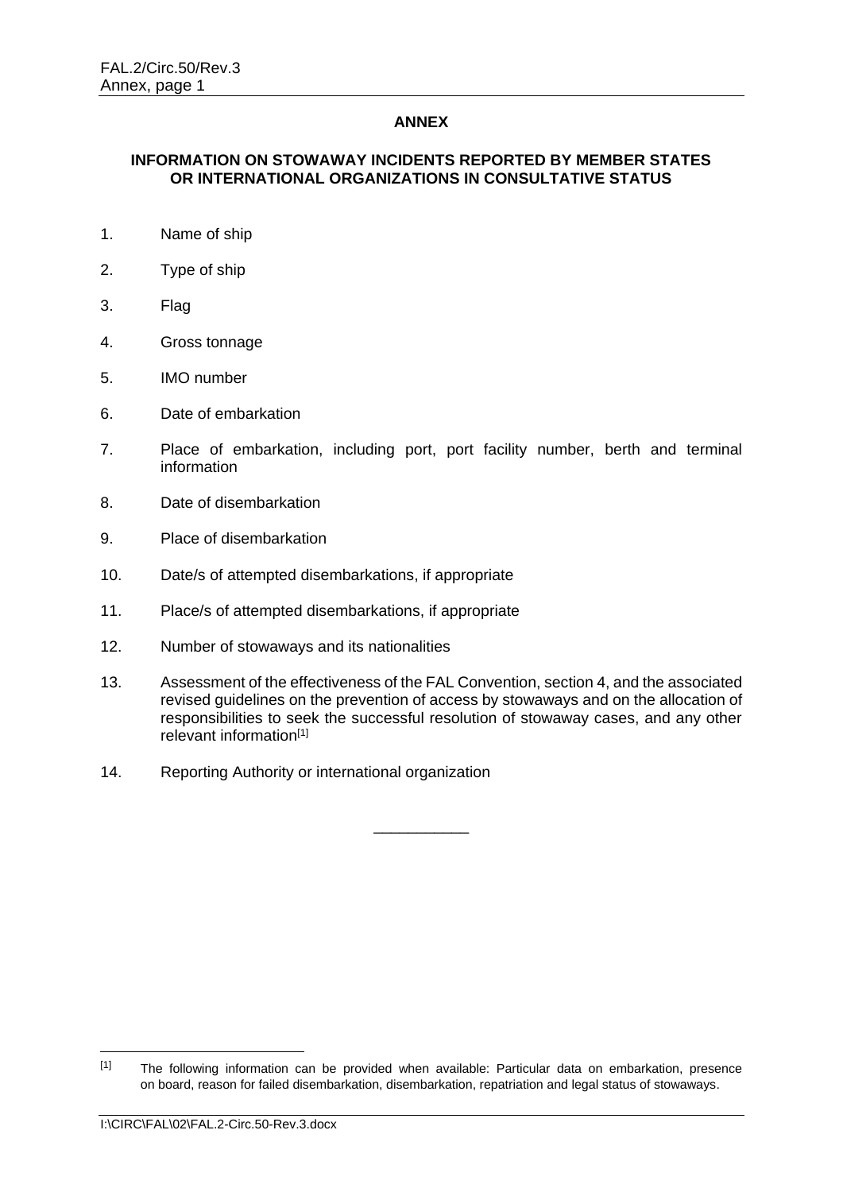# ANNEX

## INFORMATION ON STOWAWAY INCIDENTS REPORTED BY MEMBER STATES OR INTERNATIONAL ORGANIZATIONS IN CONSULTATIVE STATUS

1. Name of ship
2. Type of ship
3. Flag
4. Gross tonnage
5. IMO number
6. Date of embarkation
7. Place of embarkation, including port, port facility number, berth and terminal information
8. Date of disembarkation
9. Place of disembarkation
10. Date/s of attempted disembarkations, if appropriate
11. Place/s of attempted disembarkations, if appropriate
12. Number of stowaways and its nationalities
13. Assessment of the effectiveness of the FAL Convention, section 4, and the associated revised guidelines on the prevention of access by stowaways and on the allocation of responsibilities to seek the successful resolution of stowaway cases, and any other relevant information[1]
14. Reporting Authority or international organization

___________

[1] The following information can be provided when available: Particular data on embarkation, presence on board, reason for failed disembarkation, disembarkation, repatriation and legal status of stowaways.